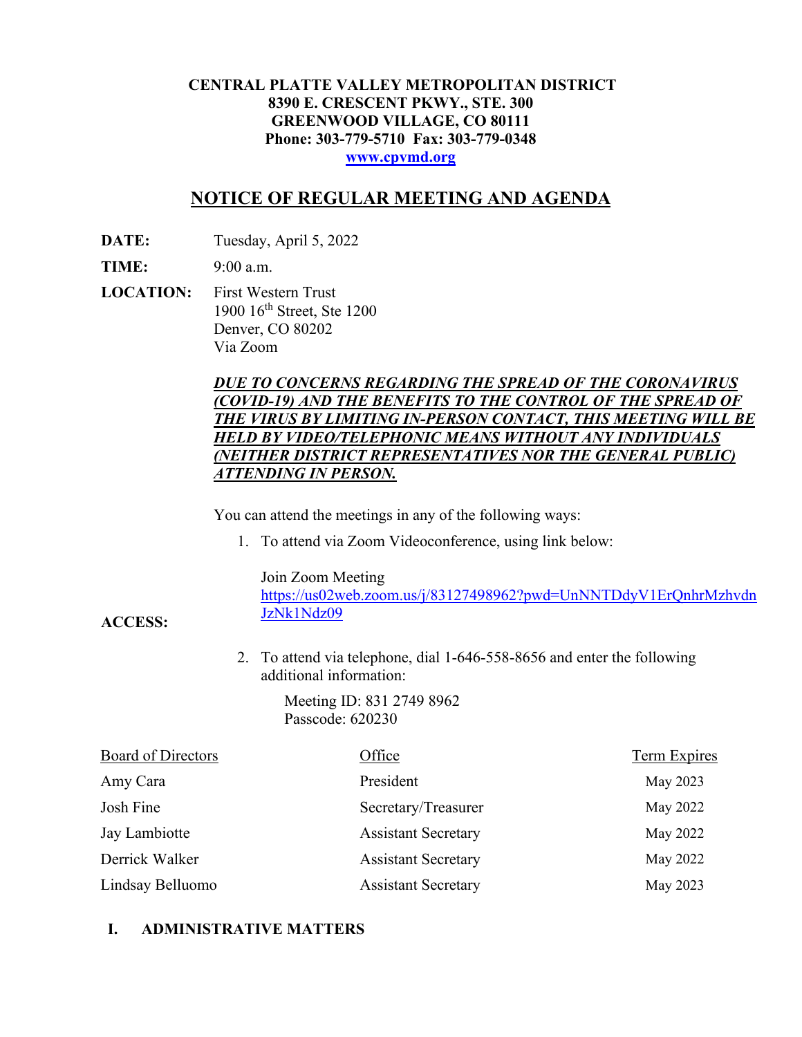**CENTRAL PLATTE VALLEY METROPOLITAN DISTRICT**
**8390 E. CRESCENT PKWY., STE. 300**
**GREENWOOD VILLAGE, CO 80111**
**Phone: 303-779-5710 Fax: 303-779-0348**
**[www.cpvmd.org](http://www.cpvmd.org)**

# NOTICE OF REGULAR MEETING AND AGENDA

**DATE:** Tuesday, April 5, 2022

**TIME:** 9:00 a.m.

**LOCATION:** First Western Trust
1900 16th Street, Ste 1200
Denver, CO 80202
Via Zoom

***DUE TO CONCERNS REGARDING THE SPREAD OF THE CORONAVIRUS (COVID-19) AND THE BENEFITS TO THE CONTROL OF THE SPREAD OF THE VIRUS BY LIMITING IN-PERSON CONTACT, THIS MEETING WILL BE HELD BY VIDEO/TELEPHONIC MEANS WITHOUT ANY INDIVIDUALS (NEITHER DISTRICT REPRESENTATIVES NOR THE GENERAL PUBLIC) ATTENDING IN PERSON.***

**ACCESS:**

You can attend the meetings in any of the following ways:

1. To attend via Zoom Videoconference, using link below:

   Join Zoom Meeting
   https://us02web.zoom.us/j/83127498962?pwd=UnNNTDdyV1ErQnhrMzhvdnJzNk1Ndz09

2. To attend via telephone, dial 1-646-558-8656 and enter the following additional information:

   Meeting ID: 831 2749 8962
   Passcode: 620230

| Board of Directors | Office | Term Expires |
|---|---|---|
| Amy Cara | President | May 2023 |
| Josh Fine | Secretary/Treasurer | May 2022 |
| Jay Lambiotte | Assistant Secretary | May 2022 |
| Derrick Walker | Assistant Secretary | May 2022 |
| Lindsay Belluomo | Assistant Secretary | May 2023 |

## I. ADMINISTRATIVE MATTERS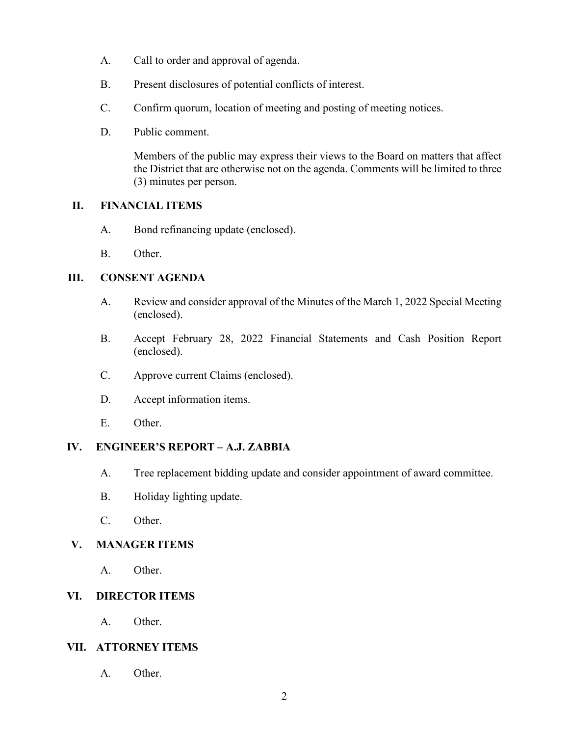A. Call to order and approval of agenda.

B. Present disclosures of potential conflicts of interest.

C. Confirm quorum, location of meeting and posting of meeting notices.

D. Public comment.

   Members of the public may express their views to the Board on matters that affect the District that are otherwise not on the agenda. Comments will be limited to three (3) minutes per person.

## II. FINANCIAL ITEMS

A. Bond refinancing update (enclosed).

B. Other.

## III. CONSENT AGENDA

A. Review and consider approval of the Minutes of the March 1, 2022 Special Meeting (enclosed).

B. Accept February 28, 2022 Financial Statements and Cash Position Report (enclosed).

C. Approve current Claims (enclosed).

D. Accept information items.

E. Other.

## IV. ENGINEER'S REPORT – A.J. ZABBIA

A. Tree replacement bidding update and consider appointment of award committee.

B. Holiday lighting update.

C. Other.

## V. MANAGER ITEMS

A. Other.

## VI. DIRECTOR ITEMS

A. Other.

## VII. ATTORNEY ITEMS

A. Other.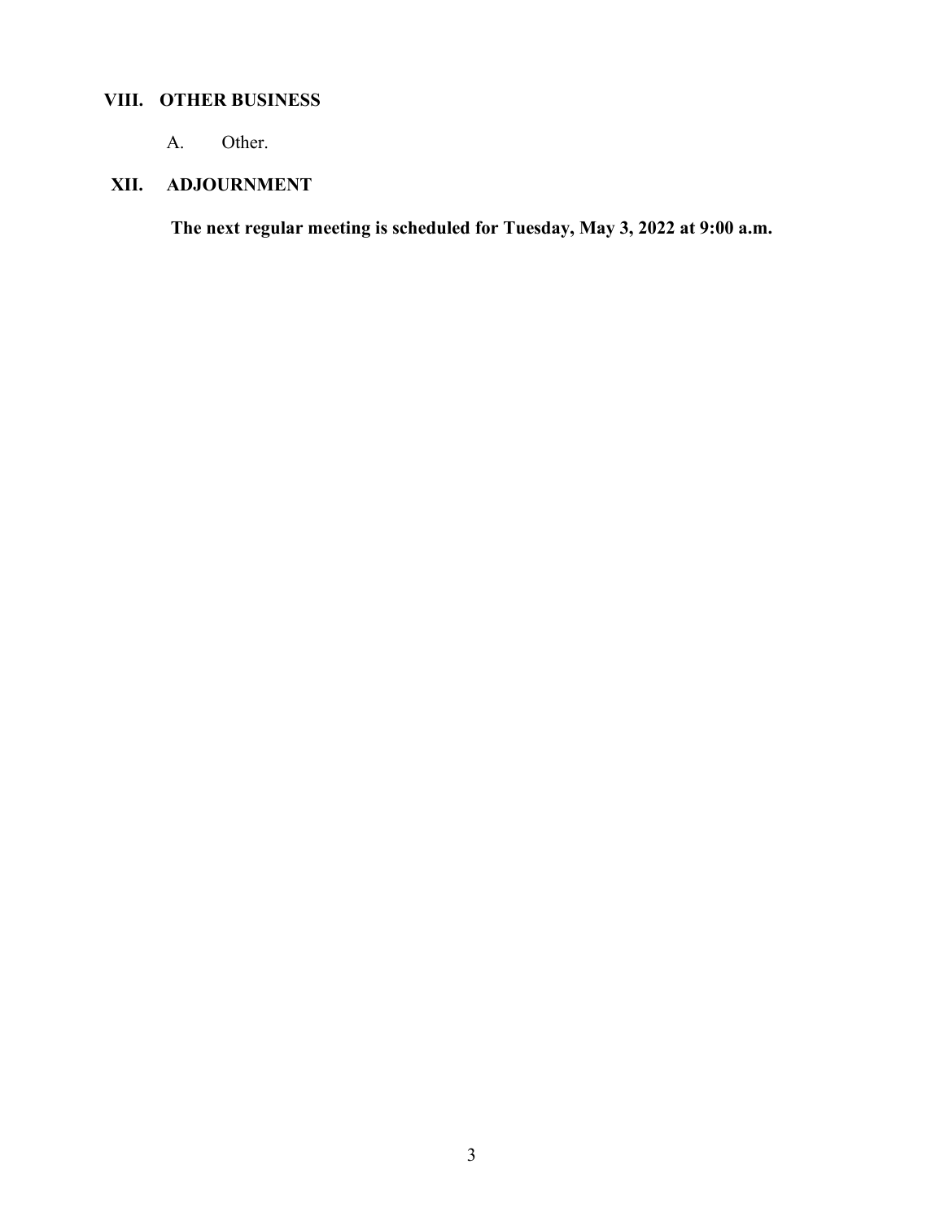## VIII. OTHER BUSINESS

A. Other.

## XII. ADJOURNMENT

**The next regular meeting is scheduled for Tuesday, May 3, 2022 at 9:00 a.m.**